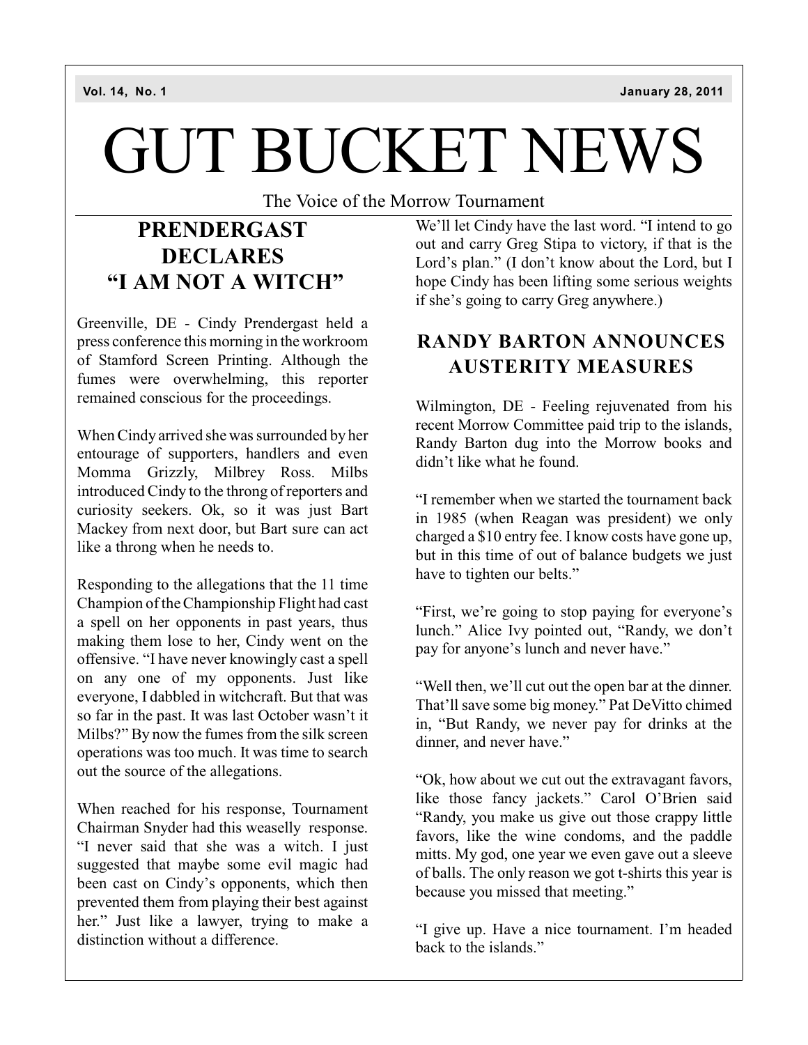Vol. 14, No. 1 January 28, 2011

# GUT BUCKET NEWS

The Voice of the Morrow Tournament

## PRENDERGAST DECLARES "I AM NOT A WITCH"

Greenville, DE - Cindy Prendergast held a press conference this morning in the workroom of Stamford Screen Printing. Although the fumes were overwhelming, this reporter remained conscious for the proceedings.

When Cindy arrived she was surrounded by her entourage of supporters, handlers and even Momma Grizzly, Milbrey Ross. Milbs introduced Cindy to the throng of reporters and curiosity seekers. Ok, so it was just Bart Mackey from next door, but Bart sure can act like a throng when he needs to.

Responding to the allegations that the 11 time Champion of the Championship Flight had cast a spell on her opponents in past years, thus making them lose to her, Cindy went on the offensive. "I have never knowingly cast a spell on any one of my opponents. Just like everyone, I dabbled in witchcraft. But that was so far in the past. It was last October wasn't it Milbs?" By now the fumes from the silk screen operations was too much. It was time to search out the source of the allegations.

When reached for his response, Tournament Chairman Snyder had this weaselly response. "I never said that she was a witch. I just suggested that maybe some evil magic had been cast on Cindy's opponents, which then prevented them from playing their best against her." Just like a lawyer, trying to make a distinction without a difference.

We'll let Cindy have the last word. "I intend to go out and carry Greg Stipa to victory, if that is the Lord's plan." (I don't know about the Lord, but I hope Cindy has been lifting some serious weights if she's going to carry Greg anywhere.)

## RANDY BARTON ANNOUNCES AUSTERITY MEASURES

Wilmington, DE - Feeling rejuvenated from his recent Morrow Committee paid trip to the islands, Randy Barton dug into the Morrow books and didn't like what he found.

"I remember when we started the tournament back in 1985 (when Reagan was president) we only charged a $10 entry fee. I know costs have gone up, but in this time of out of balance budgets we just have to tighten our belts."

"First, we're going to stop paying for everyone's lunch." Alice Ivy pointed out, "Randy, we don't pay for anyone's lunch and never have."

"Well then, we'll cut out the open bar at the dinner. That'll save some big money." Pat DeVitto chimed in, "But Randy, we never pay for drinks at the dinner, and never have."

"Ok, how about we cut out the extravagant favors, like those fancy jackets." Carol O'Brien said "Randy, you make us give out those crappy little favors, like the wine condoms, and the paddle mitts. My god, one year we even gave out a sleeve of balls. The only reason we got t-shirts this year is because you missed that meeting."

"I give up. Have a nice tournament. I'm headed back to the islands."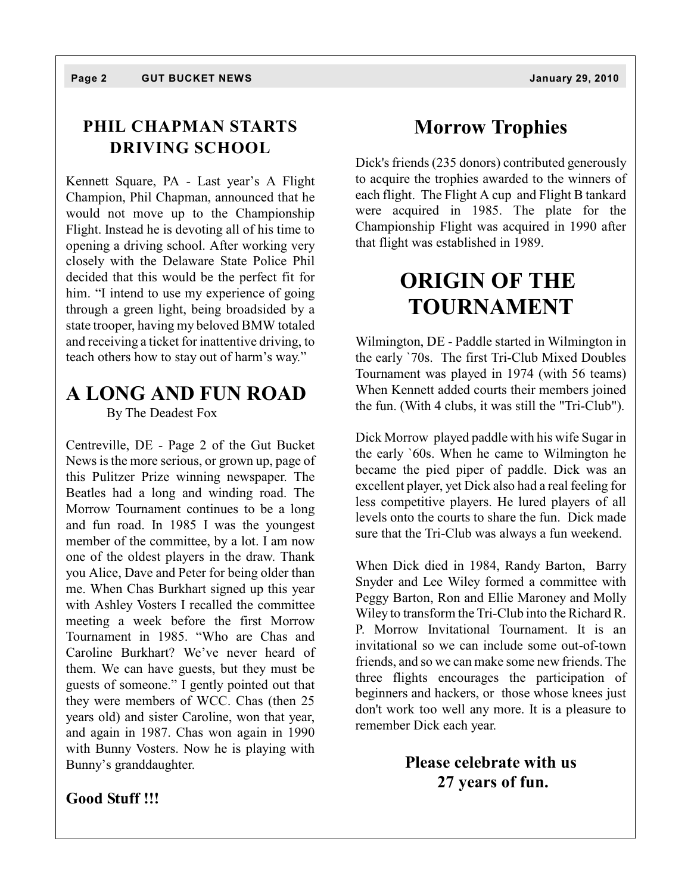## PHIL CHAPMAN STARTS DRIVING SCHOOL

Kennett Square, PA - Last year's A Flight Champion, Phil Chapman, announced that he would not move up to the Championship Flight. Instead he is devoting all of his time to opening a driving school. After working very closely with the Delaware State Police Phil decided that this would be the perfect fit for him. "I intend to use my experience of going through a green light, being broadsided by a state trooper, having my beloved BMW totaled and receiving a ticket for inattentive driving, to teach others how to stay out of harm's way."

## A LONG AND FUN ROAD

By The Deadest Fox

Centreville, DE - Page 2 of the Gut Bucket News is the more serious, or grown up, page of this Pulitzer Prize winning newspaper. The Beatles had a long and winding road. The Morrow Tournament continues to be a long and fun road. In 1985 I was the youngest member of the committee, by a lot. I am now one of the oldest players in the draw. Thank you Alice, Dave and Peter for being older than me. When Chas Burkhart signed up this year with Ashley Vosters I recalled the committee meeting a week before the first Morrow Tournament in 1985. "Who are Chas and Caroline Burkhart? We've never heard of them. We can have guests, but they must be guests of someone." I gently pointed out that they were members of WCC. Chas (then 25 years old) and sister Caroline, won that year, and again in 1987. Chas won again in 1990 with Bunny Vosters. Now he is playing with Bunny's granddaughter.

**Good Stuff !!!**

## Morrow Trophies

Dick's friends (235 donors) contributed generously to acquire the trophies awarded to the winners of each flight. The Flight A cup and Flight B tankard were acquired in 1985. The plate for the Championship Flight was acquired in 1990 after that flight was established in 1989.

## ORIGIN OF THE TOURNAMENT

Wilmington, DE - Paddle started in Wilmington in the early `70s. The first Tri-Club Mixed Doubles Tournament was played in 1974 (with 56 teams) When Kennett added courts their members joined the fun. (With 4 clubs, it was still the "Tri-Club").

Dick Morrow played paddle with his wife Sugar in the early `60s. When he came to Wilmington he became the pied piper of paddle. Dick was an excellent player, yet Dick also had a real feeling for less competitive players. He lured players of all levels onto the courts to share the fun. Dick made sure that the Tri-Club was always a fun weekend.

When Dick died in 1984, Randy Barton, Barry Snyder and Lee Wiley formed a committee with Peggy Barton, Ron and Ellie Maroney and Molly Wiley to transform the Tri-Club into the Richard R. P. Morrow Invitational Tournament. It is an invitational so we can include some out-of-town friends, and so we can make some new friends. The three flights encourages the participation of beginners and hackers, or those whose knees just don't work too well any more. It is a pleasure to remember Dick each year.

**Please celebrate with us 27 years of fun.**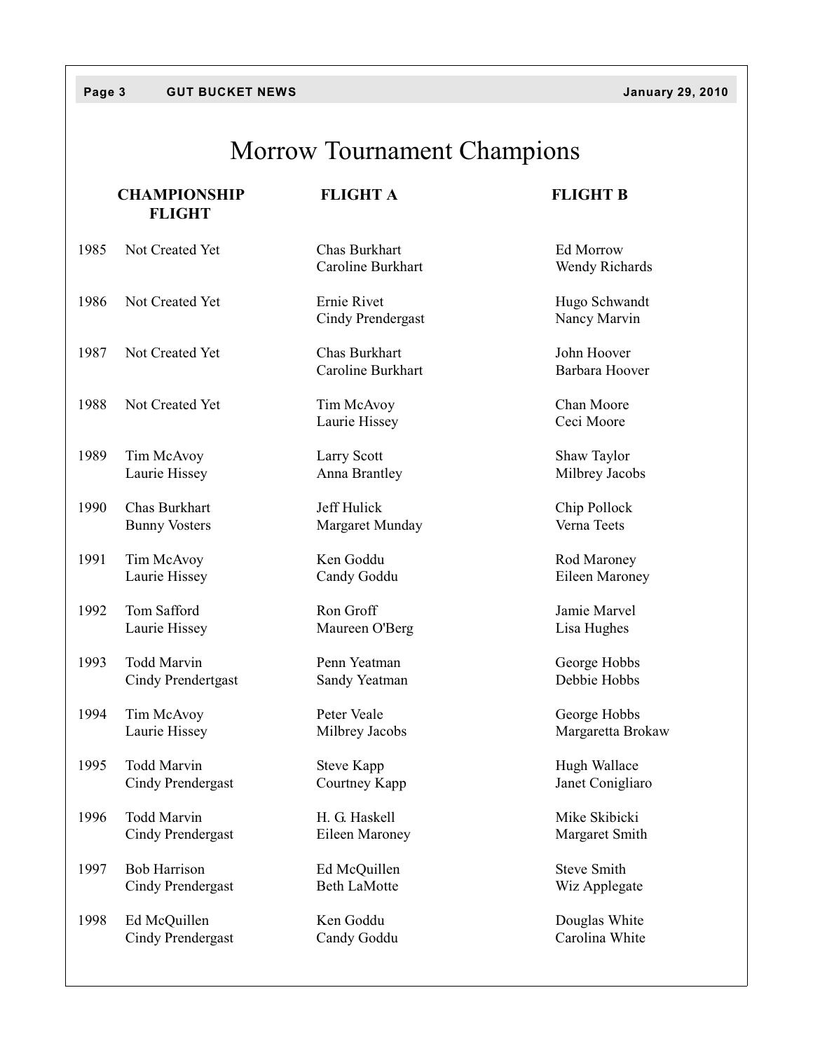# Morrow Tournament Champions

| | CHAMPIONSHIP FLIGHT | FLIGHT A | FLIGHT B |
|---|---|---|---|
| 1985 | Not Created Yet | Chas Burkhart<br>Caroline Burkhart | Ed Morrow<br>Wendy Richards |
| 1986 | Not Created Yet | Ernie Rivet<br>Cindy Prendergast | Hugo Schwandt<br>Nancy Marvin |
| 1987 | Not Created Yet | Chas Burkhart<br>Caroline Burkhart | John Hoover<br>Barbara Hoover |
| 1988 | Not Created Yet | Tim McAvoy<br>Laurie Hissey | Chan Moore<br>Ceci Moore |
| 1989 | Tim McAvoy<br>Laurie Hissey | Larry Scott<br>Anna Brantley | Shaw Taylor<br>Milbrey Jacobs |
| 1990 | Chas Burkhart<br>Bunny Vosters | Jeff Hulick<br>Margaret Munday | Chip Pollock<br>Verna Teets |
| 1991 | Tim McAvoy<br>Laurie Hissey | Ken Goddu<br>Candy Goddu | Rod Maroney<br>Eileen Maroney |
| 1992 | Tom Safford<br>Laurie Hissey | Ron Groff<br>Maureen O'Berg | Jamie Marvel<br>Lisa Hughes |
| 1993 | Todd Marvin<br>Cindy Prendertgast | Penn Yeatman<br>Sandy Yeatman | George Hobbs<br>Debbie Hobbs |
| 1994 | Tim McAvoy<br>Laurie Hissey | Peter Veale<br>Milbrey Jacobs | George Hobbs<br>Margaretta Brokaw |
| 1995 | Todd Marvin<br>Cindy Prendergast | Steve Kapp<br>Courtney Kapp | Hugh Wallace<br>Janet Conigliaro |
| 1996 | Todd Marvin<br>Cindy Prendergast | H. G. Haskell<br>Eileen Maroney | Mike Skibicki<br>Margaret Smith |
| 1997 | Bob Harrison<br>Cindy Prendergast | Ed McQuillen<br>Beth LaMotte | Steve Smith<br>Wiz Applegate |
| 1998 | Ed McQuillen<br>Cindy Prendergast | Ken Goddu<br>Candy Goddu | Douglas White<br>Carolina White |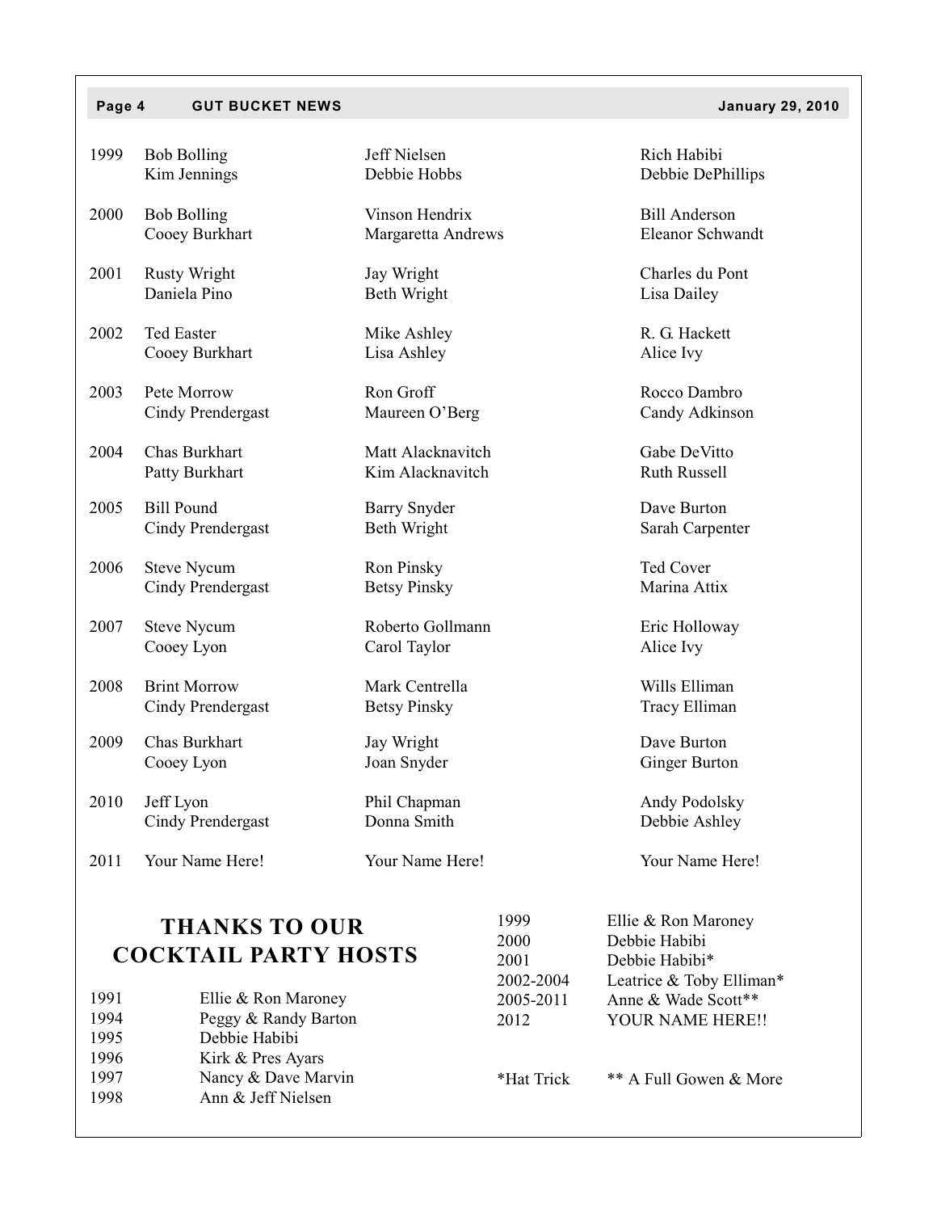| | | | |
|---|---|---|---|
| 1999 | Bob Bolling<br>Kim Jennings | Jeff Nielsen<br>Debbie Hobbs | Rich Habibi<br>Debbie DePhillips |
| 2000 | Bob Bolling<br>Cooey Burkhart | Vinson Hendrix<br>Margaretta Andrews | Bill Anderson<br>Eleanor Schwandt |
| 2001 | Rusty Wright<br>Daniela Pino | Jay Wright<br>Beth Wright | Charles du Pont<br>Lisa Dailey |
| 2002 | Ted Easter<br>Cooey Burkhart | Mike Ashley<br>Lisa Ashley | R. G. Hackett<br>Alice Ivy |
| 2003 | Pete Morrow<br>Cindy Prendergast | Ron Groff<br>Maureen O'Berg | Rocco Dambro<br>Candy Adkinson |
| 2004 | Chas Burkhart<br>Patty Burkhart | Matt Alacknavitch<br>Kim Alacknavitch | Gabe DeVitto<br>Ruth Russell |
| 2005 | Bill Pound<br>Cindy Prendergast | Barry Snyder<br>Beth Wright | Dave Burton<br>Sarah Carpenter |
| 2006 | Steve Nycum<br>Cindy Prendergast | Ron Pinsky<br>Betsy Pinsky | Ted Cover<br>Marina Attix |
| 2007 | Steve Nycum<br>Cooey Lyon | Roberto Gollmann<br>Carol Taylor | Eric Holloway<br>Alice Ivy |
| 2008 | Brint Morrow<br>Cindy Prendergast | Mark Centrella<br>Betsy Pinsky | Wills Elliman<br>Tracy Elliman |
| 2009 | Chas Burkhart<br>Cooey Lyon | Jay Wright<br>Joan Snyder | Dave Burton<br>Ginger Burton |
| 2010 | Jeff Lyon<br>Cindy Prendergast | Phil Chapman<br>Donna Smith | Andy Podolsky<br>Debbie Ashley |
| 2011 | Your Name Here! | Your Name Here! | Your Name Here! |

## THANKS TO OUR COCKTAIL PARTY HOSTS

| | |
|---|---|
| 1991 | Ellie & Ron Maroney |
| 1994 | Peggy & Randy Barton |
| 1995 | Debbie Habibi |
| 1996 | Kirk & Pres Ayars |
| 1997 | Nancy & Dave Marvin |
| 1998 | Ann & Jeff Nielsen |
| 1999 | Ellie & Ron Maroney |
| 2000 | Debbie Habibi |
| 2001 | Debbie Habibi* |
| 2002-2004 | Leatrice & Toby Elliman* |
| 2005-2011 | Anne & Wade Scott** |
| 2012 | YOUR NAME HERE!! |

*Hat Trick ** A Full Gowen & More